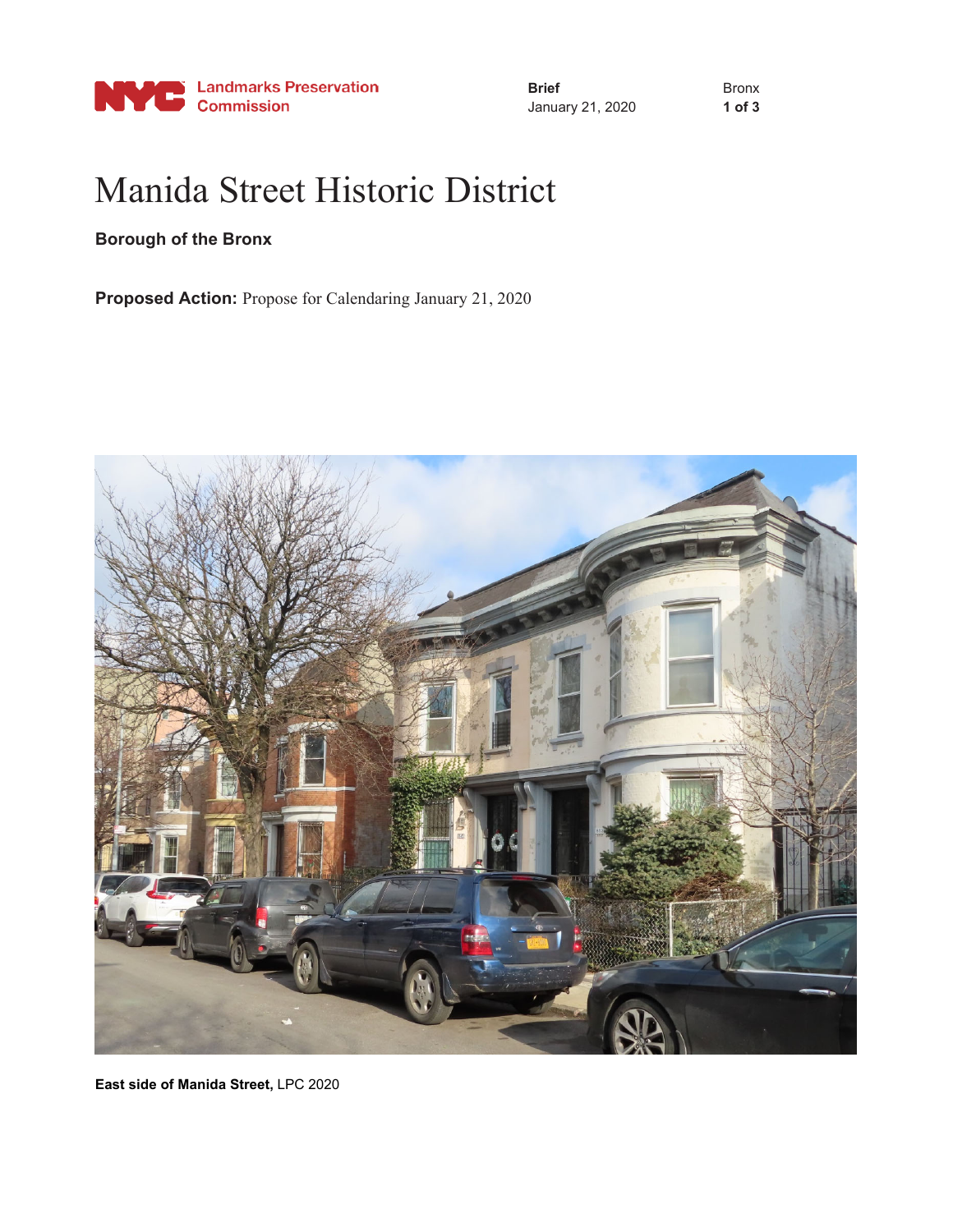# Manida Street Historic District

**Borough of the Bronx**

**Proposed Action:** Propose for Calendaring January 21, 2020

**East side of Manida Street,** LPC 2020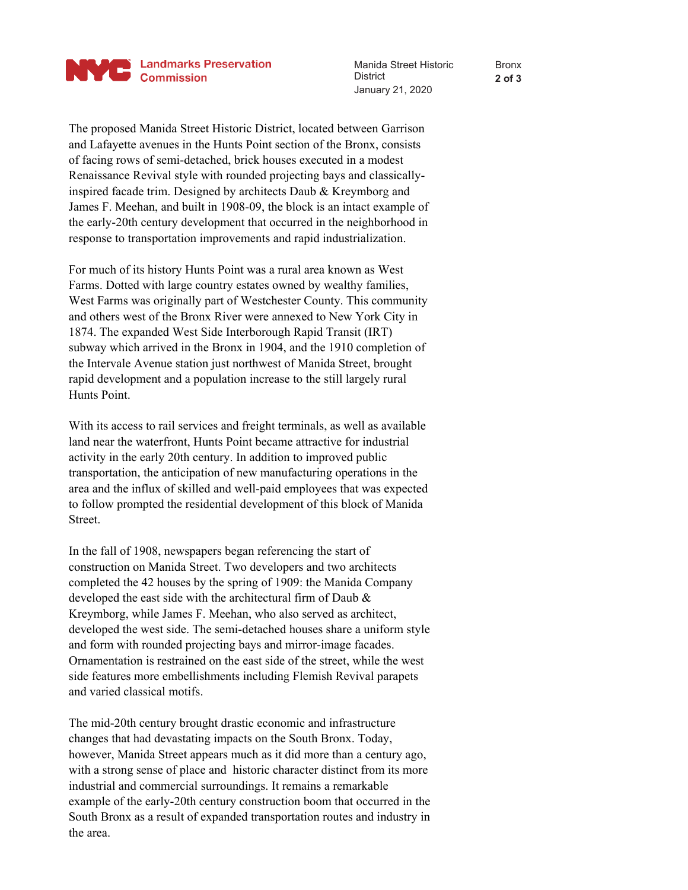The proposed Manida Street Historic District, located between Garrison and Lafayette avenues in the Hunts Point section of the Bronx, consists of facing rows of semi-detached, brick houses executed in a modest Renaissance Revival style with rounded projecting bays and classically-inspired facade trim. Designed by architects Daub & Kreymborg and James F. Meehan, and built in 1908-09, the block is an intact example of the early-20th century development that occurred in the neighborhood in response to transportation improvements and rapid industrialization.

For much of its history Hunts Point was a rural area known as West Farms. Dotted with large country estates owned by wealthy families, West Farms was originally part of Westchester County. This community and others west of the Bronx River were annexed to New York City in 1874. The expanded West Side Interborough Rapid Transit (IRT) subway which arrived in the Bronx in 1904, and the 1910 completion of the Intervale Avenue station just northwest of Manida Street, brought rapid development and a population increase to the still largely rural Hunts Point.

With its access to rail services and freight terminals, as well as available land near the waterfront, Hunts Point became attractive for industrial activity in the early 20th century. In addition to improved public transportation, the anticipation of new manufacturing operations in the area and the influx of skilled and well-paid employees that was expected to follow prompted the residential development of this block of Manida Street.

In the fall of 1908, newspapers began referencing the start of construction on Manida Street. Two developers and two architects completed the 42 houses by the spring of 1909: the Manida Company developed the east side with the architectural firm of Daub & Kreymborg, while James F. Meehan, who also served as architect, developed the west side. The semi-detached houses share a uniform style and form with rounded projecting bays and mirror-image facades. Ornamentation is restrained on the east side of the street, while the west side features more embellishments including Flemish Revival parapets and varied classical motifs.

The mid-20th century brought drastic economic and infrastructure changes that had devastating impacts on the South Bronx. Today, however, Manida Street appears much as it did more than a century ago, with a strong sense of place and historic character distinct from its more industrial and commercial surroundings. It remains a remarkable example of the early-20th century construction boom that occurred in the South Bronx as a result of expanded transportation routes and industry in the area.